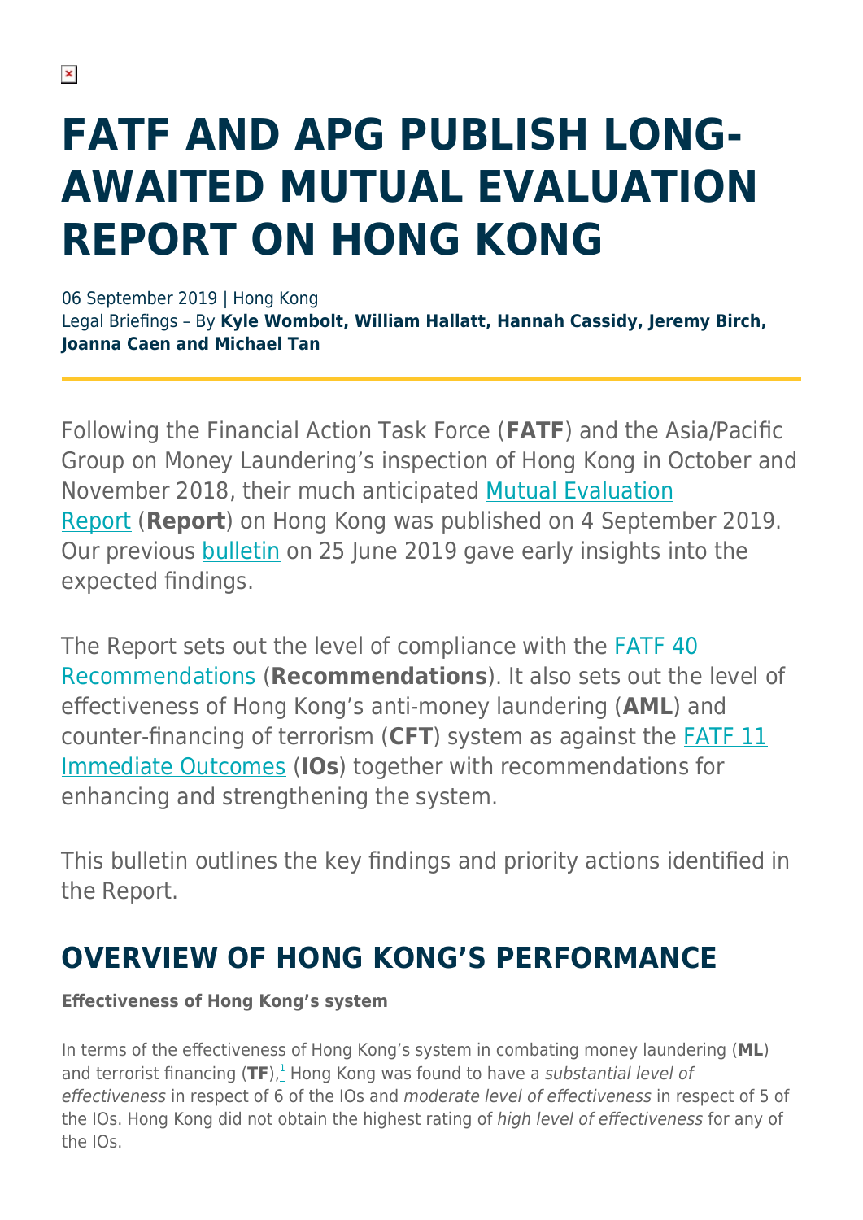# FATF AND APG PUBLISH LONG-AWAITED MUTUAL EVALUATION REPORT ON HONG KONG

06 September 2019 | Hong Kong
Legal Briefings – By **Kyle Wombolt, William Hallatt, Hannah Cassidy, Jeremy Birch, Joanna Caen and Michael Tan**

Following the Financial Action Task Force (**FATF**) and the Asia/Pacific Group on Money Laundering's inspection of Hong Kong in October and November 2018, their much anticipated Mutual Evaluation Report (**Report**) on Hong Kong was published on 4 September 2019. Our previous bulletin on 25 June 2019 gave early insights into the expected findings.

The Report sets out the level of compliance with the FATF 40 Recommendations (**Recommendations**). It also sets out the level of effectiveness of Hong Kong's anti-money laundering (**AML**) and counter-financing of terrorism (**CFT**) system as against the FATF 11 Immediate Outcomes (**IOs**) together with recommendations for enhancing and strengthening the system.

This bulletin outlines the key findings and priority actions identified in the Report.

## OVERVIEW OF HONG KONG'S PERFORMANCE

**Effectiveness of Hong Kong's system**

In terms of the effectiveness of Hong Kong's system in combating money laundering (**ML**) and terrorist financing (**TF**),[1] Hong Kong was found to have a *substantial level of effectiveness* in respect of 6 of the IOs and *moderate level of effectiveness* in respect of 5 of the IOs. Hong Kong did not obtain the highest rating of *high level of effectiveness* for any of the IOs.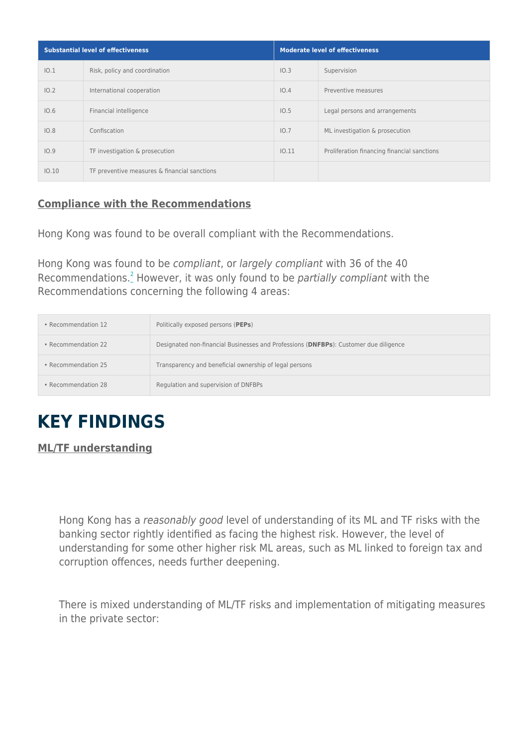| Substantial level of effectiveness | | Moderate level of effectiveness | |
|---|---|---|---|
| IO.1 | Risk, policy and coordination | IO.3 | Supervision |
| IO.2 | International cooperation | IO.4 | Preventive measures |
| IO.6 | Financial intelligence | IO.5 | Legal persons and arrangements |
| IO.8 | Confiscation | IO.7 | ML investigation & prosecution |
| IO.9 | TF investigation & prosecution | IO.11 | Proliferation financing financial sanctions |
| IO.10 | TF preventive measures & financial sanctions | | |

## Compliance with the Recommendations

Hong Kong was found to be overall compliant with the Recommendations.

Hong Kong was found to be *compliant*, or *largely compliant* with 36 of the 40 Recommendations.[2] However, it was only found to be *partially compliant* with the Recommendations concerning the following 4 areas:

| | |
|---|---|
| • Recommendation 12 | Politically exposed persons (**PEPs**) |
| • Recommendation 22 | Designated non-financial Businesses and Professions (**DNFBPs**): Customer due diligence |
| • Recommendation 25 | Transparency and beneficial ownership of legal persons |
| • Recommendation 28 | Regulation and supervision of DNFBPs |

# KEY FINDINGS

## ML/TF understanding

Hong Kong has a *reasonably good* level of understanding of its ML and TF risks with the banking sector rightly identified as facing the highest risk. However, the level of understanding for some other higher risk ML areas, such as ML linked to foreign tax and corruption offences, needs further deepening.

There is mixed understanding of ML/TF risks and implementation of mitigating measures in the private sector: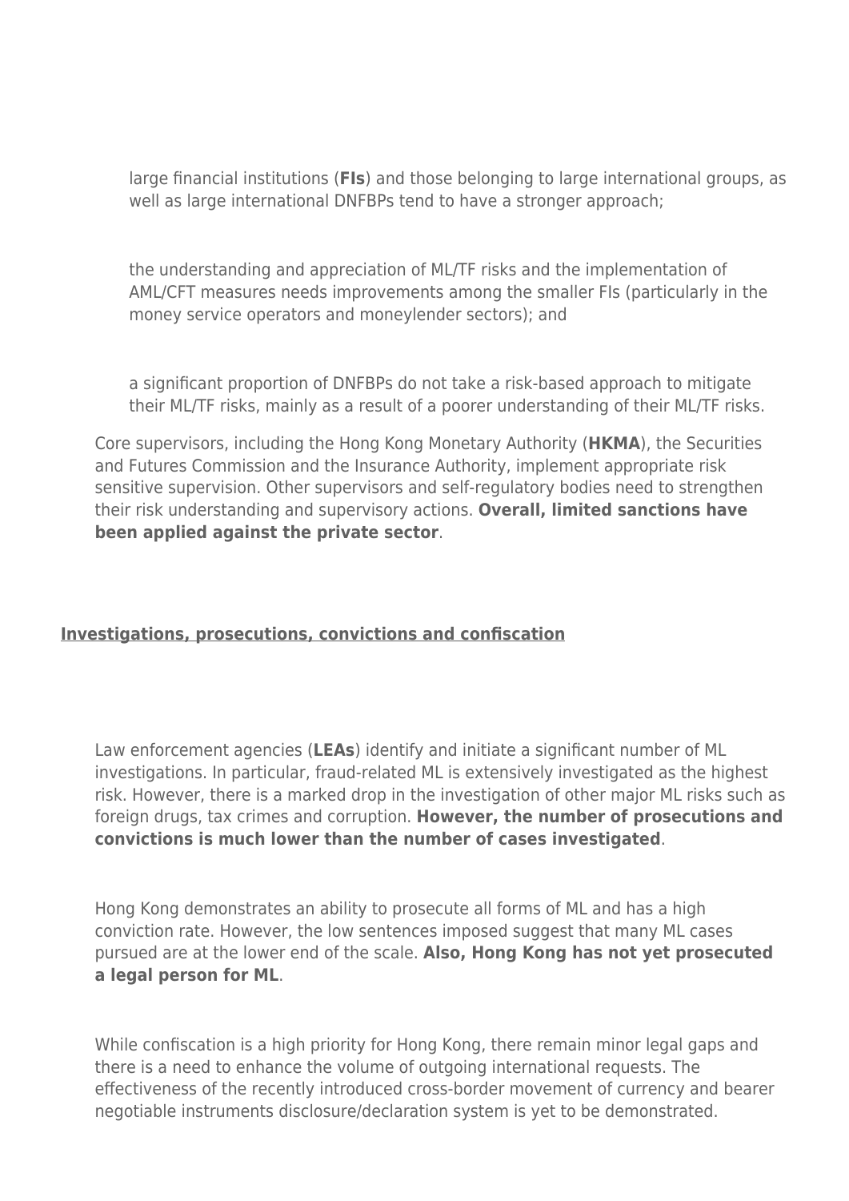- large financial institutions (**FIs**) and those belonging to large international groups, as well as large international DNFBPs tend to have a stronger approach;
- the understanding and appreciation of ML/TF risks and the implementation of AML/CFT measures needs improvements among the smaller FIs (particularly in the money service operators and moneylender sectors); and
- a significant proportion of DNFBPs do not take a risk-based approach to mitigate their ML/TF risks, mainly as a result of a poorer understanding of their ML/TF risks.

Core supervisors, including the Hong Kong Monetary Authority (**HKMA**), the Securities and Futures Commission and the Insurance Authority, implement appropriate risk sensitive supervision. Other supervisors and self-regulatory bodies need to strengthen their risk understanding and supervisory actions. **Overall, limited sanctions have been applied against the private sector**.

## Investigations, prosecutions, convictions and confiscation

Law enforcement agencies (**LEAs**) identify and initiate a significant number of ML investigations. In particular, fraud-related ML is extensively investigated as the highest risk. However, there is a marked drop in the investigation of other major ML risks such as foreign drugs, tax crimes and corruption. **However, the number of prosecutions and convictions is much lower than the number of cases investigated**.

Hong Kong demonstrates an ability to prosecute all forms of ML and has a high conviction rate. However, the low sentences imposed suggest that many ML cases pursued are at the lower end of the scale. **Also, Hong Kong has not yet prosecuted a legal person for ML**.

While confiscation is a high priority for Hong Kong, there remain minor legal gaps and there is a need to enhance the volume of outgoing international requests. The effectiveness of the recently introduced cross-border movement of currency and bearer negotiable instruments disclosure/declaration system is yet to be demonstrated.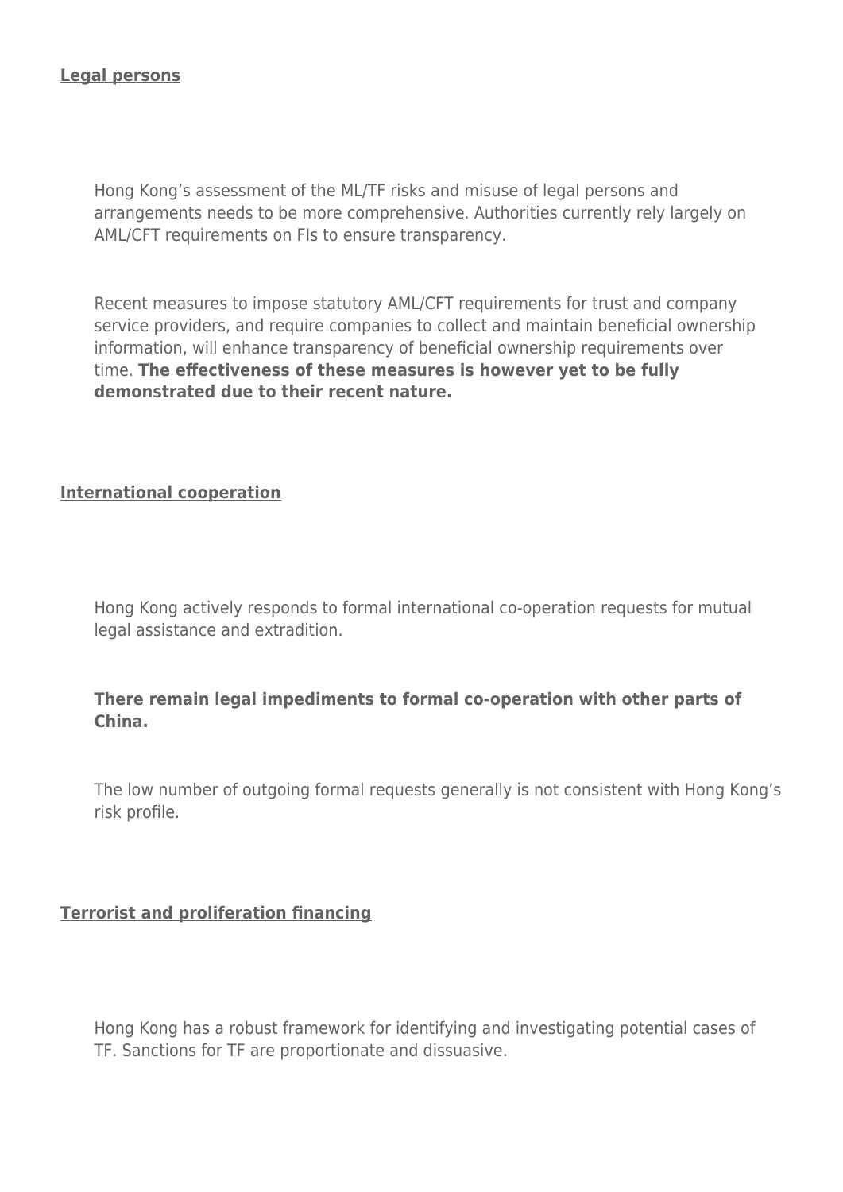**Legal persons**

Hong Kong's assessment of the ML/TF risks and misuse of legal persons and arrangements needs to be more comprehensive. Authorities currently rely largely on AML/CFT requirements on FIs to ensure transparency.

Recent measures to impose statutory AML/CFT requirements for trust and company service providers, and require companies to collect and maintain beneficial ownership information, will enhance transparency of beneficial ownership requirements over time. **The effectiveness of these measures is however yet to be fully demonstrated due to their recent nature.**

**International cooperation**

Hong Kong actively responds to formal international co-operation requests for mutual legal assistance and extradition.

**There remain legal impediments to formal co-operation with other parts of China.**

The low number of outgoing formal requests generally is not consistent with Hong Kong's risk profile.

**Terrorist and proliferation financing**

Hong Kong has a robust framework for identifying and investigating potential cases of TF. Sanctions for TF are proportionate and dissuasive.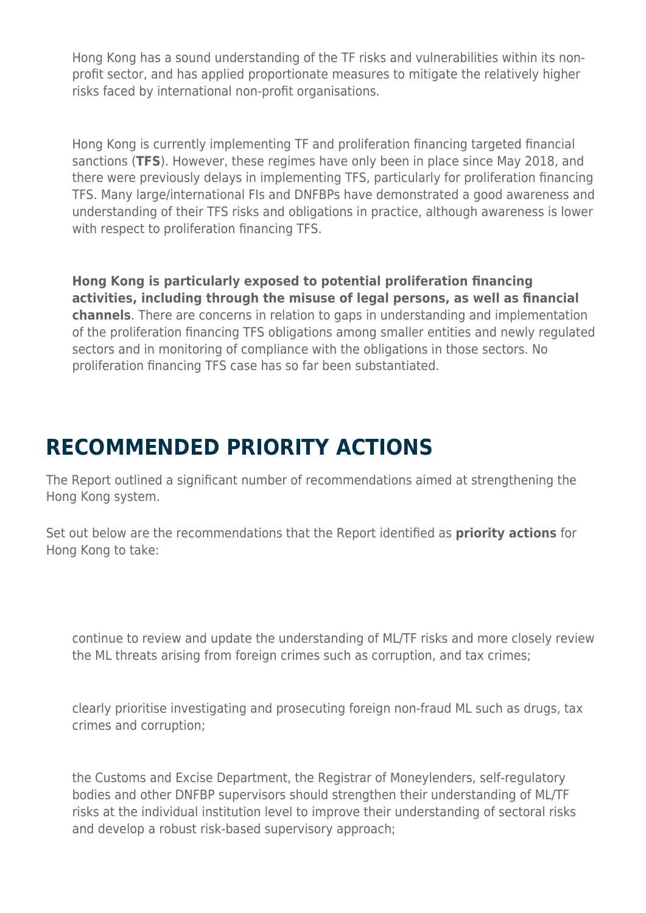Hong Kong has a sound understanding of the TF risks and vulnerabilities within its non-profit sector, and has applied proportionate measures to mitigate the relatively higher risks faced by international non-profit organisations.

Hong Kong is currently implementing TF and proliferation financing targeted financial sanctions (**TFS**). However, these regimes have only been in place since May 2018, and there were previously delays in implementing TFS, particularly for proliferation financing TFS. Many large/international FIs and DNFBPs have demonstrated a good awareness and understanding of their TFS risks and obligations in practice, although awareness is lower with respect to proliferation financing TFS.

**Hong Kong is particularly exposed to potential proliferation financing activities, including through the misuse of legal persons, as well as financial channels**. There are concerns in relation to gaps in understanding and implementation of the proliferation financing TFS obligations among smaller entities and newly regulated sectors and in monitoring of compliance with the obligations in those sectors. No proliferation financing TFS case has so far been substantiated.

## RECOMMENDED PRIORITY ACTIONS

The Report outlined a significant number of recommendations aimed at strengthening the Hong Kong system.

Set out below are the recommendations that the Report identified as **priority actions** for Hong Kong to take:

continue to review and update the understanding of ML/TF risks and more closely review the ML threats arising from foreign crimes such as corruption, and tax crimes;

clearly prioritise investigating and prosecuting foreign non-fraud ML such as drugs, tax crimes and corruption;

the Customs and Excise Department, the Registrar of Moneylenders, self-regulatory bodies and other DNFBP supervisors should strengthen their understanding of ML/TF risks at the individual institution level to improve their understanding of sectoral risks and develop a robust risk-based supervisory approach;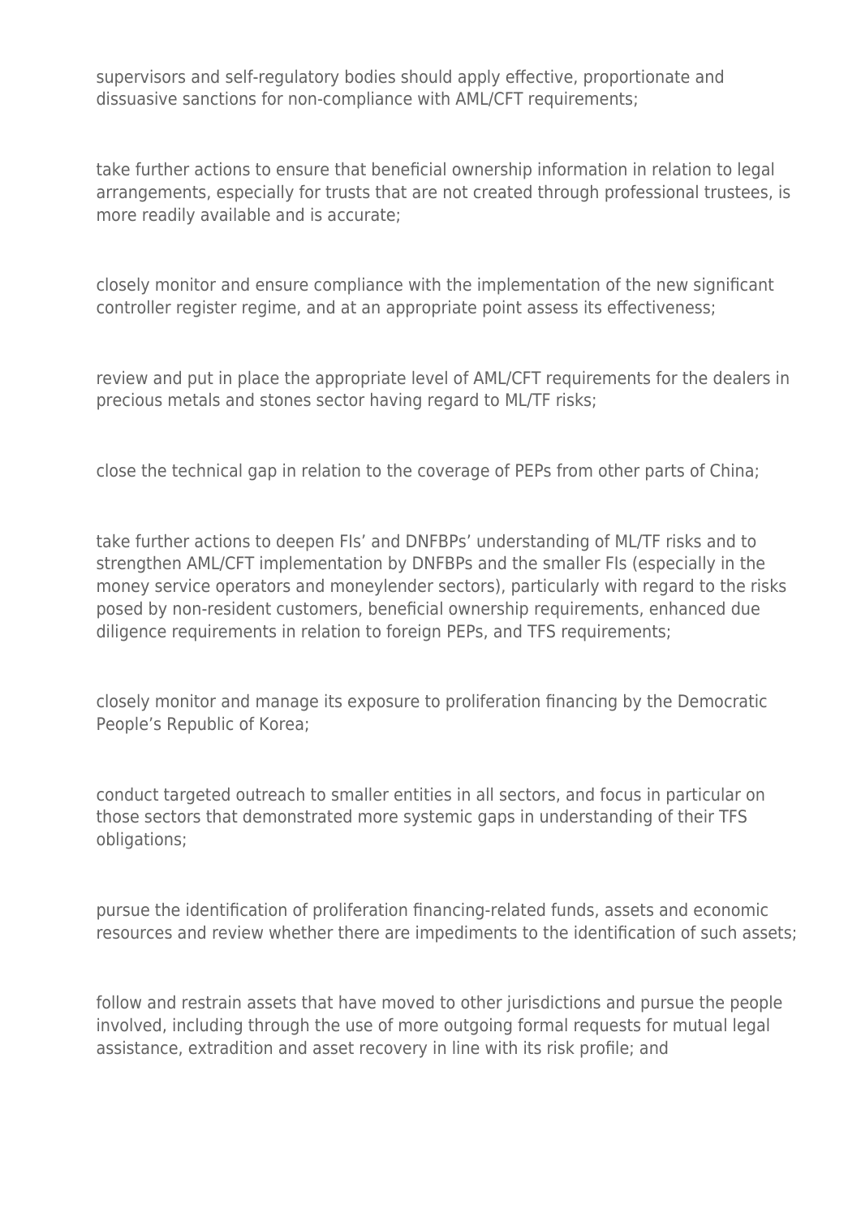supervisors and self-regulatory bodies should apply effective, proportionate and dissuasive sanctions for non-compliance with AML/CFT requirements;

take further actions to ensure that beneficial ownership information in relation to legal arrangements, especially for trusts that are not created through professional trustees, is more readily available and is accurate;

closely monitor and ensure compliance with the implementation of the new significant controller register regime, and at an appropriate point assess its effectiveness;

review and put in place the appropriate level of AML/CFT requirements for the dealers in precious metals and stones sector having regard to ML/TF risks;

close the technical gap in relation to the coverage of PEPs from other parts of China;

take further actions to deepen FIs' and DNFBPs' understanding of ML/TF risks and to strengthen AML/CFT implementation by DNFBPs and the smaller FIs (especially in the money service operators and moneylender sectors), particularly with regard to the risks posed by non-resident customers, beneficial ownership requirements, enhanced due diligence requirements in relation to foreign PEPs, and TFS requirements;

closely monitor and manage its exposure to proliferation financing by the Democratic People's Republic of Korea;

conduct targeted outreach to smaller entities in all sectors, and focus in particular on those sectors that demonstrated more systemic gaps in understanding of their TFS obligations;

pursue the identification of proliferation financing-related funds, assets and economic resources and review whether there are impediments to the identification of such assets;

follow and restrain assets that have moved to other jurisdictions and pursue the people involved, including through the use of more outgoing formal requests for mutual legal assistance, extradition and asset recovery in line with its risk profile; and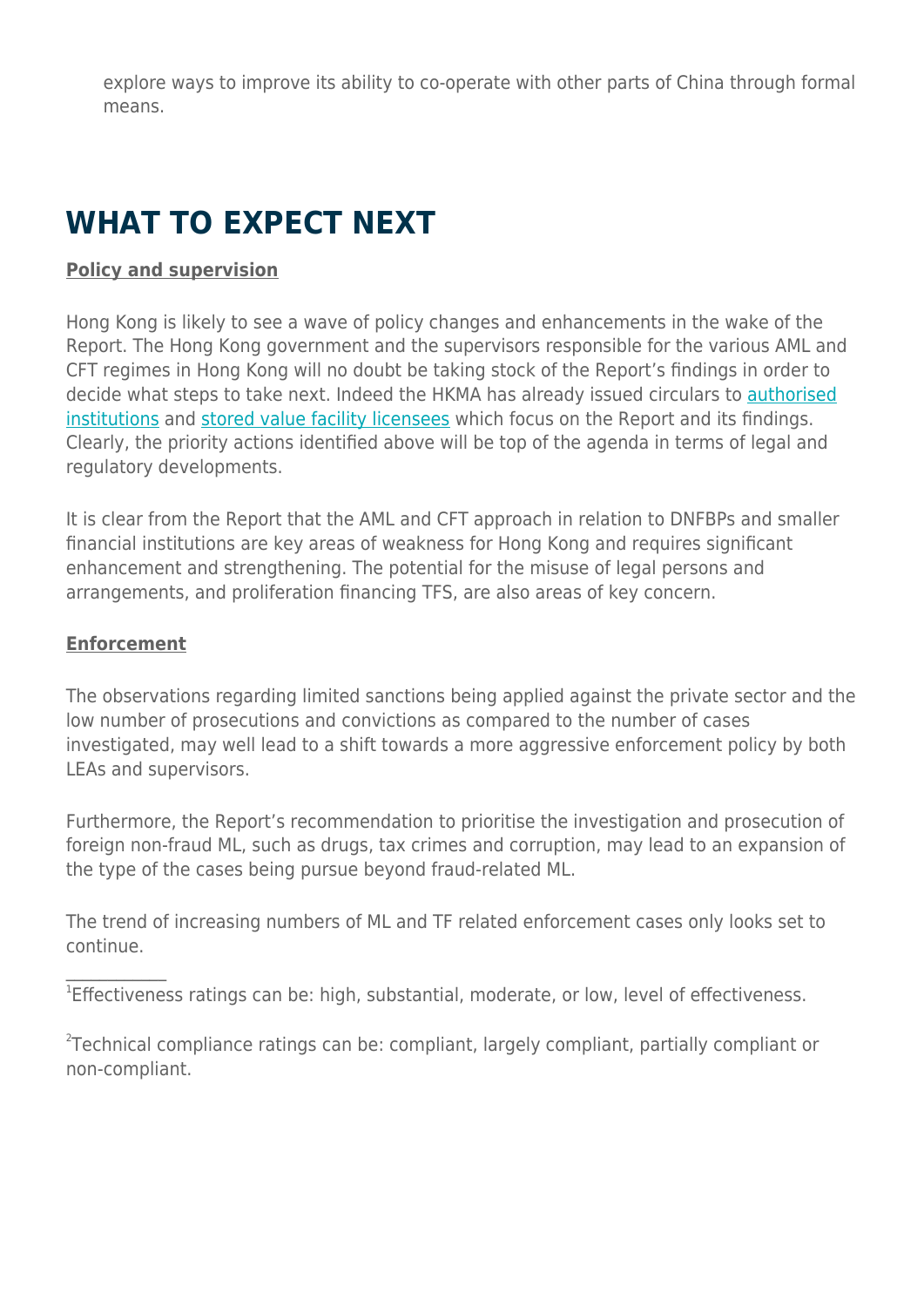explore ways to improve its ability to co-operate with other parts of China through formal means.

## WHAT TO EXPECT NEXT

**Policy and supervision**

Hong Kong is likely to see a wave of policy changes and enhancements in the wake of the Report. The Hong Kong government and the supervisors responsible for the various AML and CFT regimes in Hong Kong will no doubt be taking stock of the Report's findings in order to decide what steps to take next. Indeed the HKMA has already issued circulars to authorised institutions and stored value facility licensees which focus on the Report and its findings. Clearly, the priority actions identified above will be top of the agenda in terms of legal and regulatory developments.

It is clear from the Report that the AML and CFT approach in relation to DNFBPs and smaller financial institutions are key areas of weakness for Hong Kong and requires significant enhancement and strengthening. The potential for the misuse of legal persons and arrangements, and proliferation financing TFS, are also areas of key concern.

**Enforcement**

The observations regarding limited sanctions being applied against the private sector and the low number of prosecutions and convictions as compared to the number of cases investigated, may well lead to a shift towards a more aggressive enforcement policy by both LEAs and supervisors.

Furthermore, the Report's recommendation to prioritise the investigation and prosecution of foreign non-fraud ML, such as drugs, tax crimes and corruption, may lead to an expansion of the type of the cases being pursue beyond fraud-related ML.

The trend of increasing numbers of ML and TF related enforcement cases only looks set to continue.

---

[1]Effectiveness ratings can be: high, substantial, moderate, or low, level of effectiveness.

[2]Technical compliance ratings can be: compliant, largely compliant, partially compliant or non-compliant.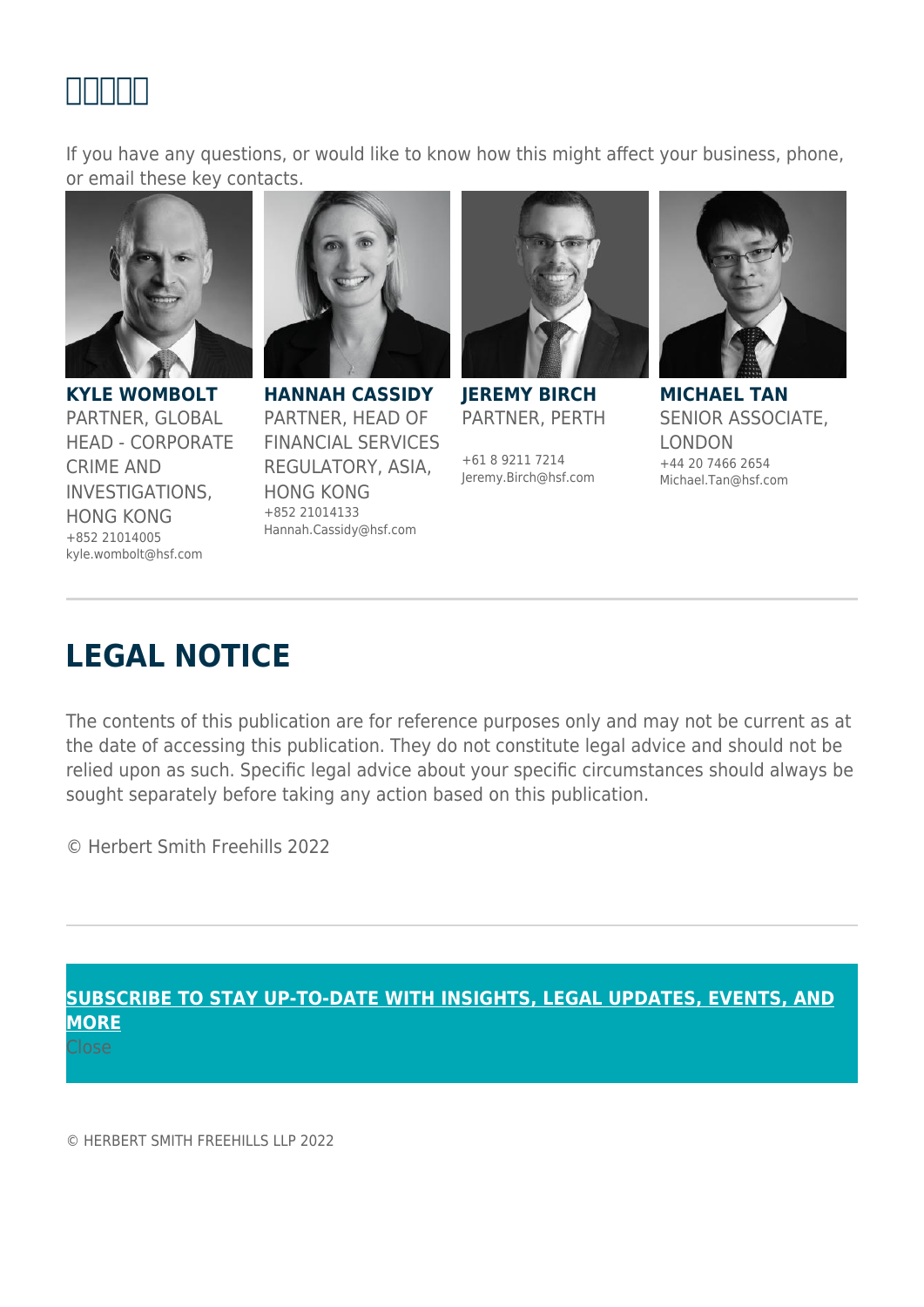# □□□□□

If you have any questions, or would like to know how this might affect your business, phone, or email these key contacts.

**KYLE WOMBOLT**
PARTNER, GLOBAL HEAD - CORPORATE CRIME AND INVESTIGATIONS, HONG KONG
+852 21014005
kyle.wombolt@hsf.com

**HANNAH CASSIDY**
PARTNER, HEAD OF FINANCIAL SERVICES REGULATORY, ASIA, HONG KONG
+852 21014133
Hannah.Cassidy@hsf.com

**JEREMY BIRCH**
PARTNER, PERTH
+61 8 9211 7214
Jeremy.Birch@hsf.com

**MICHAEL TAN**
SENIOR ASSOCIATE, LONDON
+44 20 7466 2654
Michael.Tan@hsf.com

## LEGAL NOTICE

The contents of this publication are for reference purposes only and may not be current as at the date of accessing this publication. They do not constitute legal advice and should not be relied upon as such. Specific legal advice about your specific circumstances should always be sought separately before taking any action based on this publication.

© Herbert Smith Freehills 2022

**SUBSCRIBE TO STAY UP-TO-DATE WITH INSIGHTS, LEGAL UPDATES, EVENTS, AND MORE**

Close

© HERBERT SMITH FREEHILLS LLP 2022